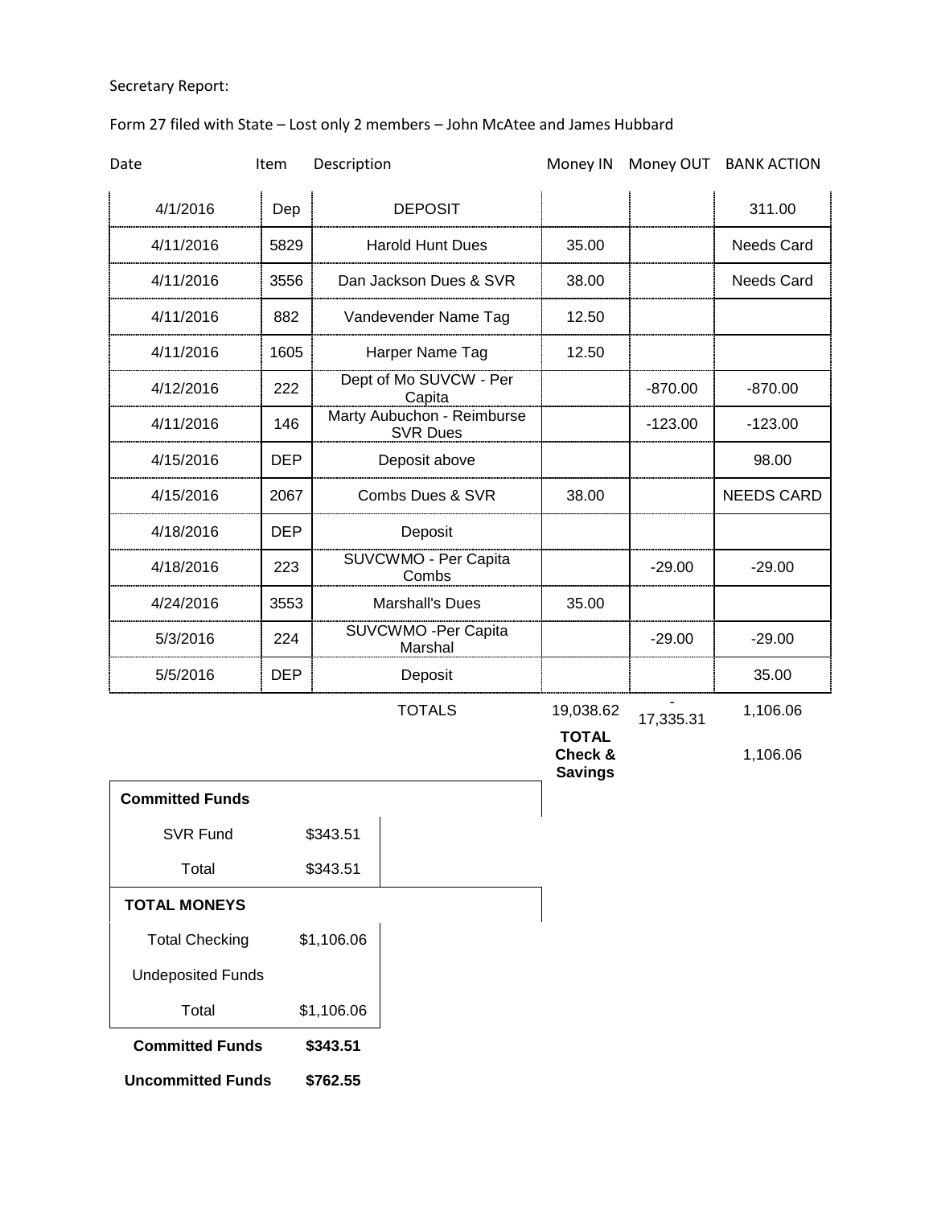Secretary Report:

Form 27 filed with State – Lost only 2 members – John McAtee and James Hubbard

| Date | Item | Description | Money IN | Money OUT | BANK ACTION |
|---|---|---|---|---|---|
| 4/1/2016 | Dep | DEPOSIT | | | 311.00 |
| 4/11/2016 | 5829 | Harold Hunt Dues | 35.00 | | Needs Card |
| 4/11/2016 | 3556 | Dan Jackson Dues & SVR | 38.00 | | Needs Card |
| 4/11/2016 | 882 | Vandevender Name Tag | 12.50 | | |
| 4/11/2016 | 1605 | Harper Name Tag | 12.50 | | |
| 4/12/2016 | 222 | Dept of Mo SUVCW - Per Capita | | -870.00 | -870.00 |
| 4/11/2016 | 146 | Marty Aubuchon - Reimburse SVR Dues | | -123.00 | -123.00 |
| 4/15/2016 | DEP | Deposit above | | | 98.00 |
| 4/15/2016 | 2067 | Combs Dues & SVR | 38.00 | | NEEDS CARD |
| 4/18/2016 | DEP | Deposit | | | |
| 4/18/2016 | 223 | SUVCWMO - Per Capita Combs | | -29.00 | -29.00 |
| 4/24/2016 | 3553 | Marshall's Dues | 35.00 | | |
| 5/3/2016 | 224 | SUVCWMO -Per Capita Marshal | | -29.00 | -29.00 |
| 5/5/2016 | DEP | Deposit | | | 35.00 |
| | | TOTALS | 19,038.62 | -17,335.31 | 1,106.06 |
| | | | **TOTAL Check & Savings** | | 1,106.06 |

| **Committed Funds** | |
|---|---|
| SVR Fund | $343.51 |
| Total | $343.51 |
| **TOTAL MONEYS** | |
| Total Checking | $1,106.06 |
| Undeposited Funds | |
| Total | $1,106.06 |
| **Committed Funds** | **$343.51** |
| **Uncommitted Funds** | **$762.55** |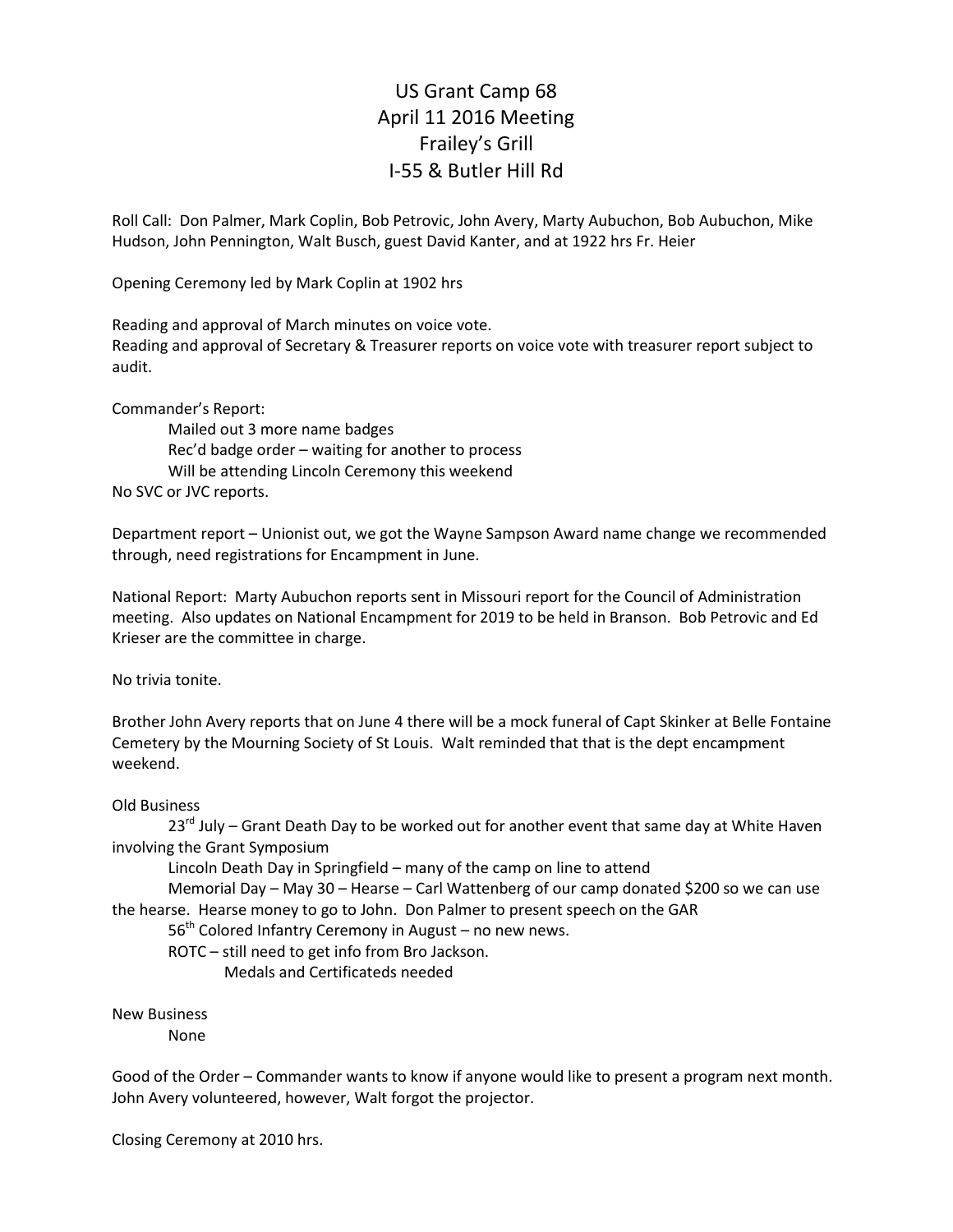# US Grant Camp 68
# April 11 2016 Meeting
# Frailey's Grill
# I-55 & Butler Hill Rd

Roll Call: Don Palmer, Mark Coplin, Bob Petrovic, John Avery, Marty Aubuchon, Bob Aubuchon, Mike Hudson, John Pennington, Walt Busch, guest David Kanter, and at 1922 hrs Fr. Heier

Opening Ceremony led by Mark Coplin at 1902 hrs

Reading and approval of March minutes on voice vote.
Reading and approval of Secretary & Treasurer reports on voice vote with treasurer report subject to audit.

Commander's Report:

- Mailed out 3 more name badges
- Rec'd badge order – waiting for another to process
- Will be attending Lincoln Ceremony this weekend

No SVC or JVC reports.

Department report – Unionist out, we got the Wayne Sampson Award name change we recommended through, need registrations for Encampment in June.

National Report: Marty Aubuchon reports sent in Missouri report for the Council of Administration meeting. Also updates on National Encampment for 2019 to be held in Branson. Bob Petrovic and Ed Krieser are the committee in charge.

No trivia tonite.

Brother John Avery reports that on June 4 there will be a mock funeral of Capt Skinker at Belle Fontaine Cemetery by the Mourning Society of St Louis. Walt reminded that that is the dept encampment weekend.

Old Business

- 23rd July – Grant Death Day to be worked out for another event that same day at White Haven involving the Grant Symposium
- Lincoln Death Day in Springfield – many of the camp on line to attend
- Memorial Day – May 30 – Hearse – Carl Wattenberg of our camp donated $200 so we can use the hearse. Hearse money to go to John. Don Palmer to present speech on the GAR
- 56th Colored Infantry Ceremony in August – no new news.
- ROTC – still need to get info from Bro Jackson.
  - Medals and Certificateds needed

New Business

- None

Good of the Order – Commander wants to know if anyone would like to present a program next month. John Avery volunteered, however, Walt forgot the projector.

Closing Ceremony at 2010 hrs.